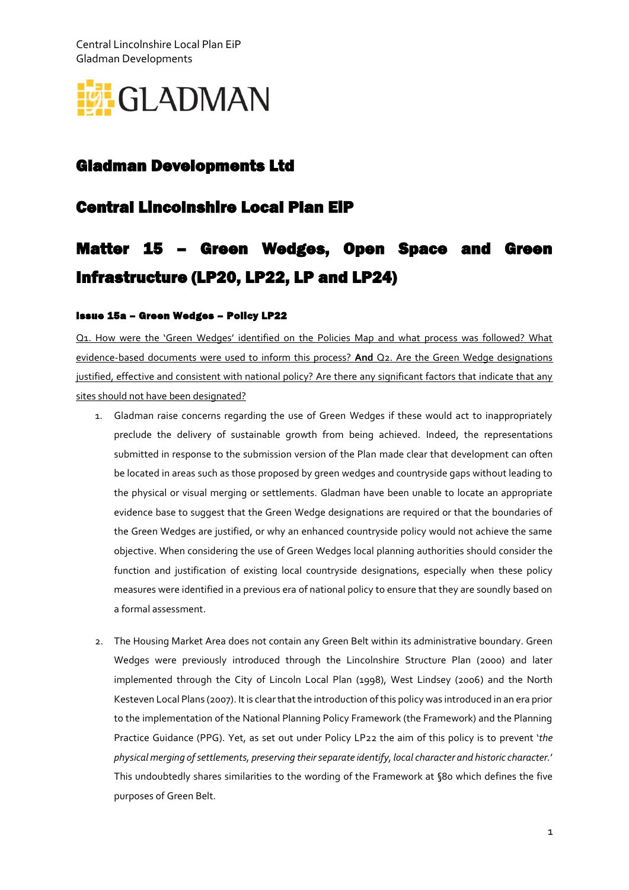GLADMAN

# Gladman Developments Ltd

# Central Lincolnshire Local Plan EiP

# Matter 15 – Green Wedges, Open Space and Green Infrastructure (LP20, LP22, LP and LP24)

### Issue 15a – Green Wedges – Policy LP22

Q1. How were the 'Green Wedges' identified on the Policies Map and what process was followed? What evidence-based documents were used to inform this process? **And** Q2. Are the Green Wedge designations justified, effective and consistent with national policy? Are there any significant factors that indicate that any sites should not have been designated?

1. Gladman raise concerns regarding the use of Green Wedges if these would act to inappropriately preclude the delivery of sustainable growth from being achieved. Indeed, the representations submitted in response to the submission version of the Plan made clear that development can often be located in areas such as those proposed by green wedges and countryside gaps without leading to the physical or visual merging or settlements. Gladman have been unable to locate an appropriate evidence base to suggest that the Green Wedge designations are required or that the boundaries of the Green Wedges are justified, or why an enhanced countryside policy would not achieve the same objective. When considering the use of Green Wedges local planning authorities should consider the function and justification of existing local countryside designations, especially when these policy measures were identified in a previous era of national policy to ensure that they are soundly based on a formal assessment.

2. The Housing Market Area does not contain any Green Belt within its administrative boundary. Green Wedges were previously introduced through the Lincolnshire Structure Plan (2000) and later implemented through the City of Lincoln Local Plan (1998), West Lindsey (2006) and the North Kesteven Local Plans (2007). It is clear that the introduction of this policy was introduced in an era prior to the implementation of the National Planning Policy Framework (the Framework) and the Planning Practice Guidance (PPG). Yet, as set out under Policy LP22 the aim of this policy is to prevent '*the physical merging of settlements, preserving their separate identify, local character and historic character.*' This undoubtedly shares similarities to the wording of the Framework at §80 which defines the five purposes of Green Belt.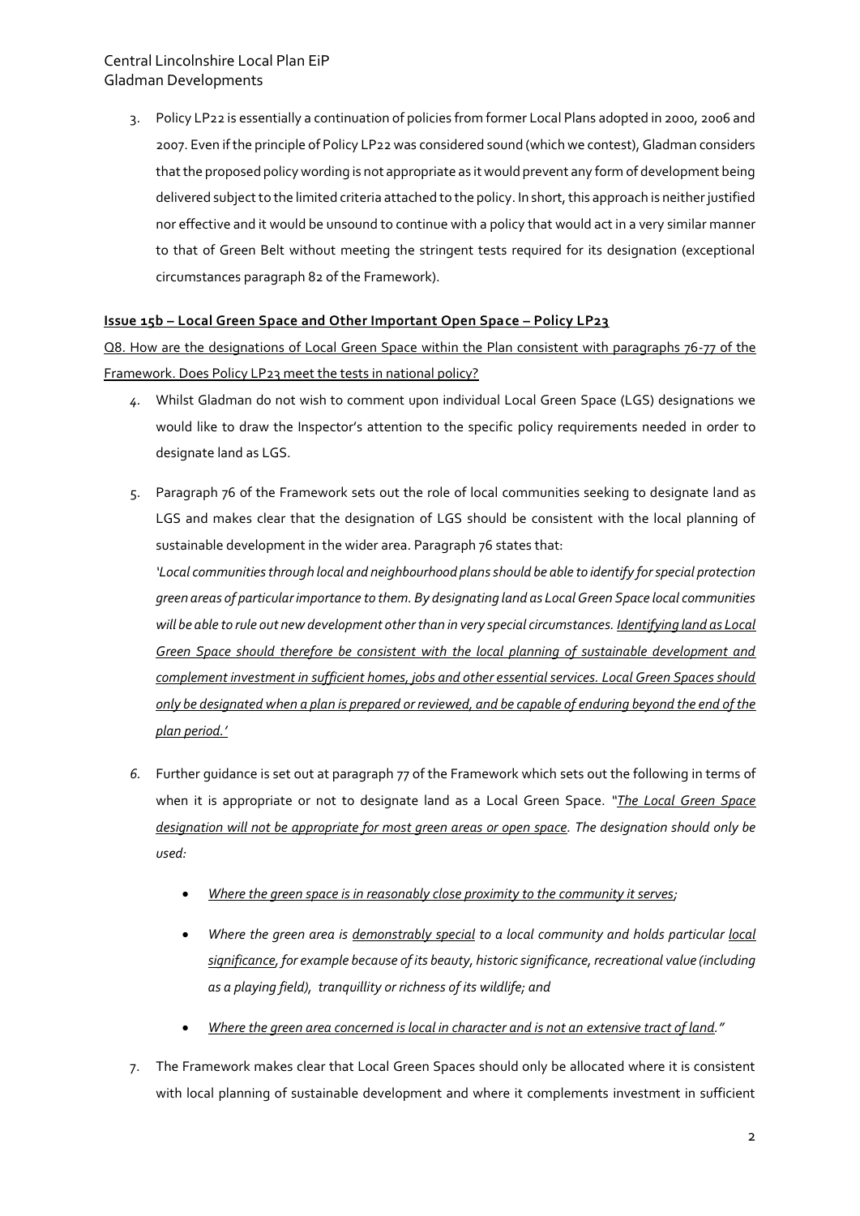3. Policy LP22 is essentially a continuation of policies from former Local Plans adopted in 2000, 2006 and 2007. Even if the principle of Policy LP22 was considered sound (which we contest), Gladman considers that the proposed policy wording is not appropriate as it would prevent any form of development being delivered subject to the limited criteria attached to the policy. In short, this approach is neither justified nor effective and it would be unsound to continue with a policy that would act in a very similar manner to that of Green Belt without meeting the stringent tests required for its designation (exceptional circumstances paragraph 82 of the Framework).

**<u>Issue 15b – Local Green Space and Other Important Open Space – Policy LP23</u>**

<u>Q8. How are the designations of Local Green Space within the Plan consistent with paragraphs 76-77 of the Framework. Does Policy LP23 meet the tests in national policy?</u>

4. Whilst Gladman do not wish to comment upon individual Local Green Space (LGS) designations we would like to draw the Inspector's attention to the specific policy requirements needed in order to designate land as LGS.

5. Paragraph 76 of the Framework sets out the role of local communities seeking to designate land as LGS and makes clear that the designation of LGS should be consistent with the local planning of sustainable development in the wider area. Paragraph 76 states that:

   *'Local communities through local and neighbourhood plans should be able to identify for special protection green areas of particular importance to them. By designating land as Local Green Space local communities will be able to rule out new development other than in very special circumstances. <u>Identifying land as Local Green Space should therefore be consistent with the local planning of sustainable development and complement investment in sufficient homes, jobs and other essential services. Local Green Spaces should only be designated when a plan is prepared or reviewed, and be capable of enduring beyond the end of the plan period.'</u>*

6. Further guidance is set out at paragraph 77 of the Framework which sets out the following in terms of when it is appropriate or not to designate land as a Local Green Space. *"<u>The Local Green Space designation will not be appropriate for most green areas or open space</u>. The designation should only be used:*

   - *<u>Where the green space is in reasonably close proximity to the community it serves</u>;*
   - *Where the green area is <u>demonstrably special</u> to a local community and holds particular <u>local significance</u>, for example because of its beauty, historic significance, recreational value (including as a playing field), tranquillity or richness of its wildlife; and*
   - *<u>Where the green area concerned is local in character and is not an extensive tract of land</u>."*

7. The Framework makes clear that Local Green Spaces should only be allocated where it is consistent with local planning of sustainable development and where it complements investment in sufficient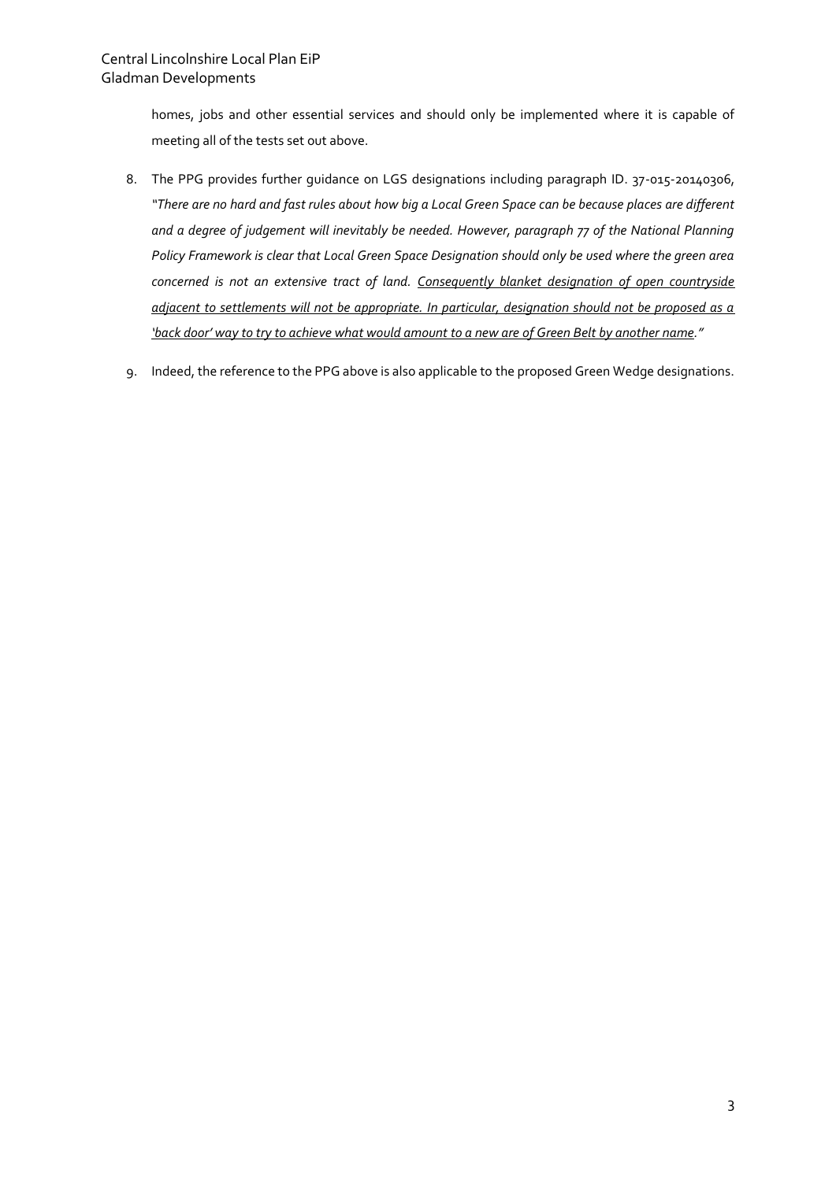homes, jobs and other essential services and should only be implemented where it is capable of meeting all of the tests set out above.

8. The PPG provides further guidance on LGS designations including paragraph ID. 37-015-20140306, *"There are no hard and fast rules about how big a Local Green Space can be because places are different and a degree of judgement will inevitably be needed. However, paragraph 77 of the National Planning Policy Framework is clear that Local Green Space Designation should only be used where the green area concerned is not an extensive tract of land. <u>Consequently blanket designation of open countryside adjacent to settlements will not be appropriate. In particular, designation should not be proposed as a 'back door' way to try to achieve what would amount to a new are of Green Belt by another name</u>."*

9. Indeed, the reference to the PPG above is also applicable to the proposed Green Wedge designations.